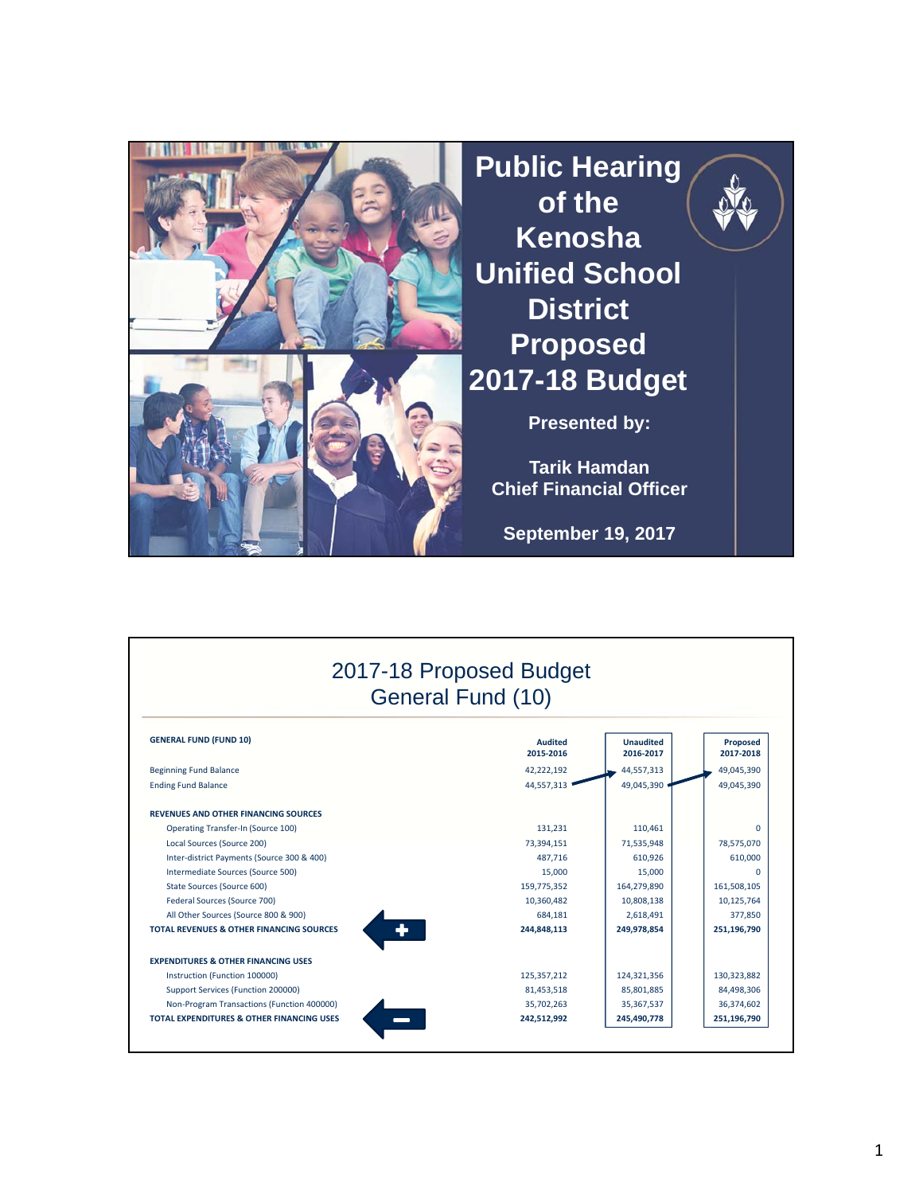# Public Hearing of the Kenosha Unified School District Proposed 2017-18 Budget

**Presented by:**

**Tarik Hamdan**
**Chief Financial Officer**

**September 19, 2017**

## 2017-18 Proposed Budget General Fund (10)

| GENERAL FUND (FUND 10) | Audited 2015-2016 | Unaudited 2016-2017 | Proposed 2017-2018 |
|---|---|---|---|
| Beginning Fund Balance | 42,222,192 | 44,557,313 | 49,045,390 |
| Ending Fund Balance | 44,557,313 | 49,045,390 | 49,045,390 |
| **REVENUES AND OTHER FINANCING SOURCES** | | | |
| Operating Transfer-In (Source 100) | 131,231 | 110,461 | 0 |
| Local Sources (Source 200) | 73,394,151 | 71,535,948 | 78,575,070 |
| Inter-district Payments (Source 300 & 400) | 487,716 | 610,926 | 610,000 |
| Intermediate Sources (Source 500) | 15,000 | 15,000 | 0 |
| State Sources (Source 600) | 159,775,352 | 164,279,890 | 161,508,105 |
| Federal Sources (Source 700) | 10,360,482 | 10,808,138 | 10,125,764 |
| All Other Sources (Source 800 & 900) | 684,181 | 2,618,491 | 377,850 |
| **TOTAL REVENUES & OTHER FINANCING SOURCES** (+) | **244,848,113** | **249,978,854** | **251,196,790** |
| **EXPENDITURES & OTHER FINANCING USES** | | | |
| Instruction (Function 100000) | 125,357,212 | 124,321,356 | 130,323,882 |
| Support Services (Function 200000) | 81,453,518 | 85,801,885 | 84,498,306 |
| Non-Program Transactions (Function 400000) | 35,702,263 | 35,367,537 | 36,374,602 |
| **TOTAL EXPENDITURES & OTHER FINANCING USES** (−) | **242,512,992** | **245,490,778** | **251,196,790** |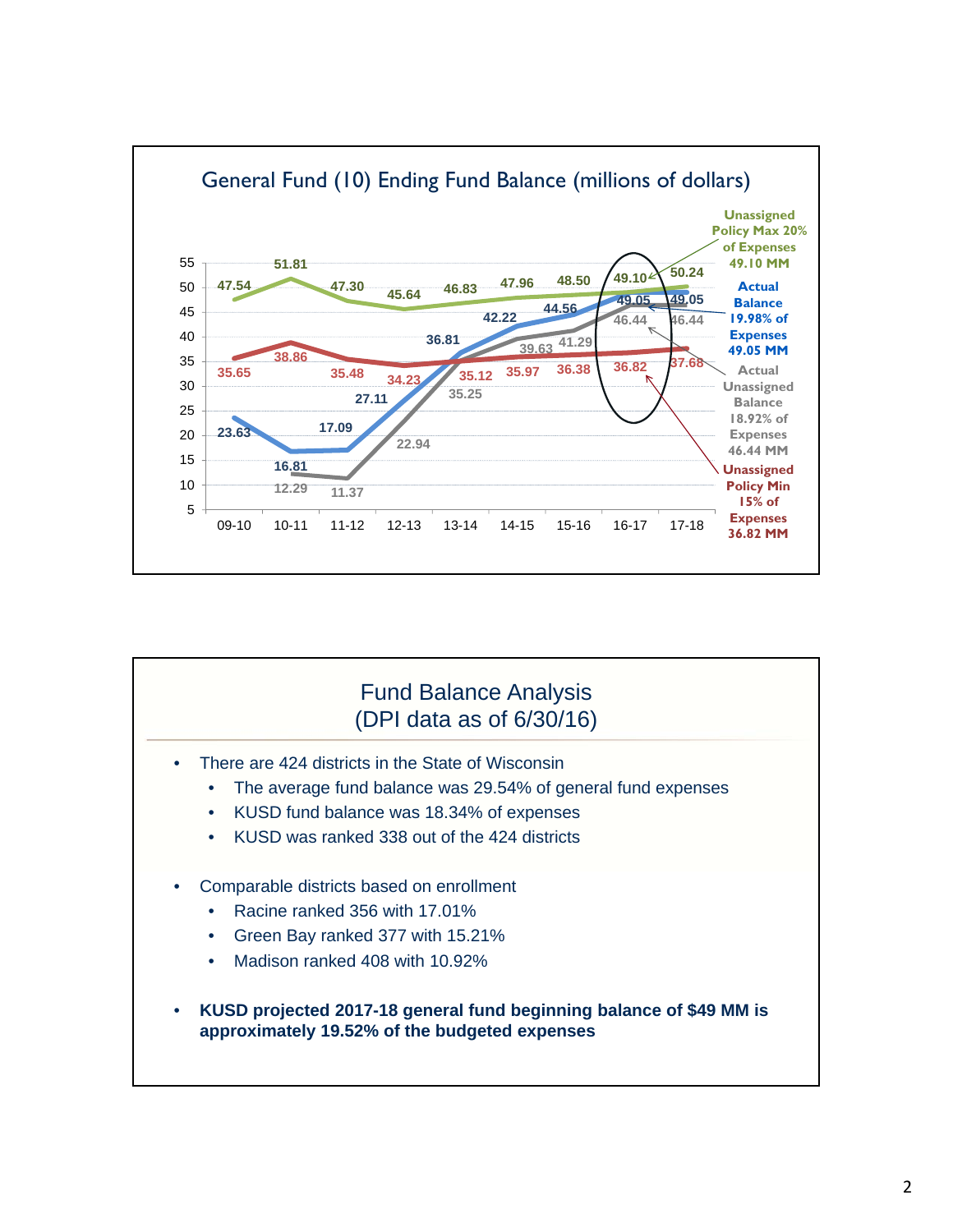## General Fund (10) Ending Fund Balance (millions of dollars)

| Year | Unassigned Policy Max 20% of Expenses | Actual Balance | Actual Unassigned Balance | Unassigned Policy Min 15% of Expenses |
|---|---|---|---|---|
| 09-10 | 47.54 | 23.63 | | 35.65 |
| 10-11 | 51.81 | 16.81 | 12.29 | 38.86 |
| 11-12 | 47.30 | 17.09 | 11.37 | 35.48 |
| 12-13 | 45.64 | 27.11 | 22.94 | 34.23 |
| 13-14 | 46.83 | 36.81 | 35.25 | 35.12 |
| 14-15 | 47.96 | 42.22 | 39.63 | 35.97 |
| 15-16 | 48.50 | 44.56 | 41.29 | 36.38 |
| 16-17 | 49.10 | 49.05 | 46.44 | 36.82 |
| 17-18 | 50.24 | 49.05 | 46.44 | 37.68 |

Unassigned Policy Max 20% of Expenses 49.10 MM

Actual Balance 19.98% of Expenses 49.05 MM

Actual Unassigned Balance 18.92% of Expenses 46.44 MM

Unassigned Policy Min 15% of Expenses 36.82 MM

## Fund Balance Analysis (DPI data as of 6/30/16)

- There are 424 districts in the State of Wisconsin
  - The average fund balance was 29.54% of general fund expenses
  - KUSD fund balance was 18.34% of expenses
  - KUSD was ranked 338 out of the 424 districts
- Comparable districts based on enrollment
  - Racine ranked 356 with 17.01%
  - Green Bay ranked 377 with 15.21%
  - Madison ranked 408 with 10.92%
- **KUSD projected 2017-18 general fund beginning balance of $49 MM is approximately 19.52% of the budgeted expenses**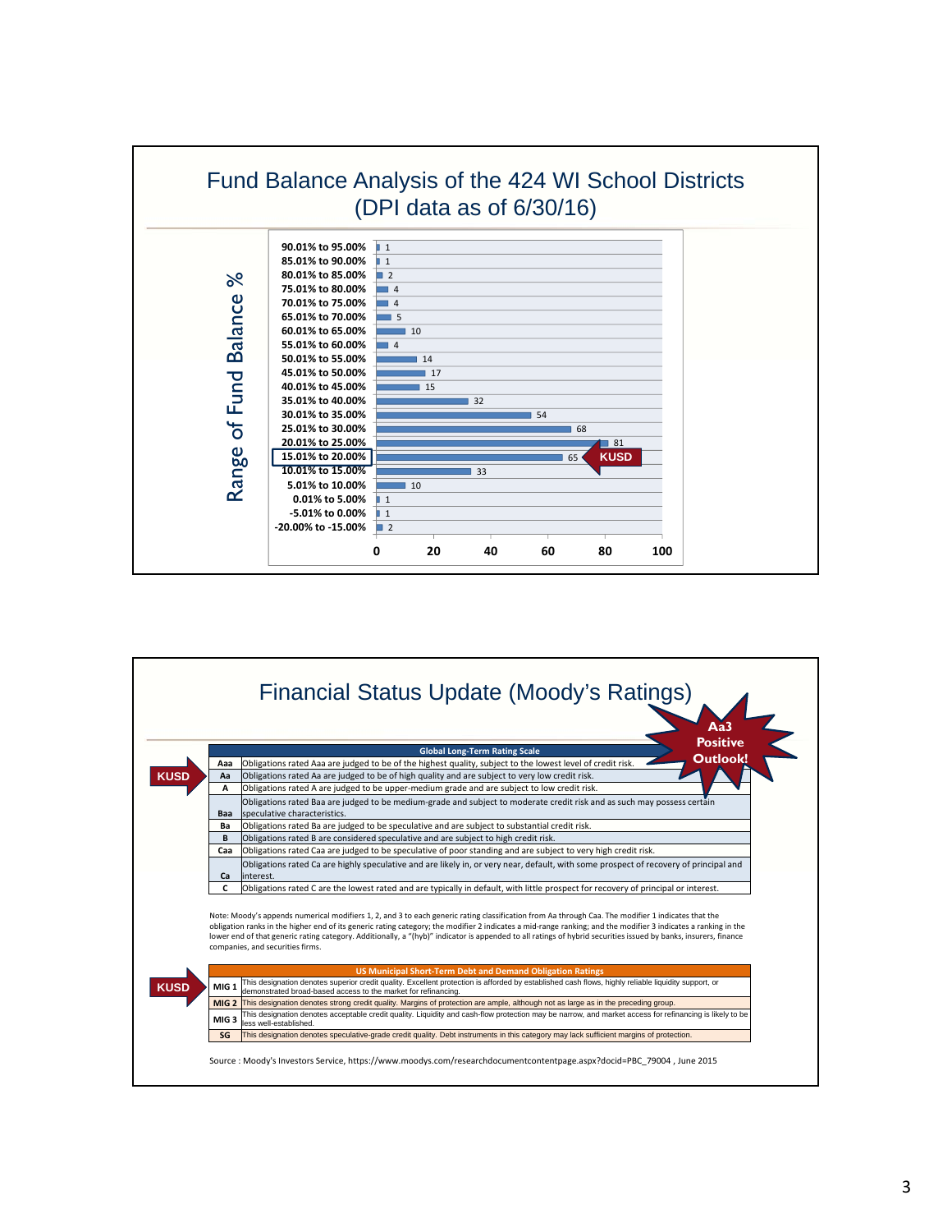## Fund Balance Analysis of the 424 WI School Districts (DPI data as of 6/30/16)

| Range of Fund Balance % | Number of Districts |
|---|---|
| 90.01% to 95.00% | 1 |
| 85.01% to 90.00% | 1 |
| 80.01% to 85.00% | 2 |
| 75.01% to 80.00% | 4 |
| 70.01% to 75.00% | 4 |
| 65.01% to 70.00% | 5 |
| 60.01% to 65.00% | 10 |
| 55.01% to 60.00% | 4 |
| 50.01% to 55.00% | 14 |
| 45.01% to 50.00% | 17 |
| 40.01% to 45.00% | 15 |
| 35.01% to 40.00% | 32 |
| 30.01% to 35.00% | 54 |
| 25.01% to 30.00% | 68 |
| 20.01% to 25.00% | 81 |
| **15.01% to 20.00%** (KUSD) | 65 |
| 10.01% to 15.00% | 33 |
| 5.01% to 10.00% | 10 |
| 0.01% to 5.00% | 1 |
| -5.01% to 0.00% | 1 |
| -20.00% to -15.00% | 2 |

## Financial Status Update (Moody's Ratings)

**Aa3 Positive Outlook!**

| Global Long-Term Rating Scale | |
|---|---|
| Aaa | Obligations rated Aaa are judged to be of the highest quality, subject to the lowest level of credit risk. |
| Aa (KUSD) | Obligations rated Aa are judged to be of high quality and are subject to very low credit risk. |
| A | Obligations rated A are judged to be upper-medium grade and are subject to low credit risk. |
| Baa | Obligations rated Baa are judged to be medium-grade and subject to moderate credit risk and as such may possess certain speculative characteristics. |
| Ba | Obligations rated Ba are judged to be speculative and are subject to substantial credit risk. |
| B | Obligations rated B are considered speculative and are subject to high credit risk. |
| Caa | Obligations rated Caa are judged to be speculative of poor standing and are subject to very high credit risk. |
| Ca | Obligations rated Ca are highly speculative and are likely in, or very near, default, with some prospect of recovery of principal and interest. |
| C | Obligations rated C are the lowest rated and are typically in default, with little prospect for recovery of principal or interest. |

Note: Moody's appends numerical modifiers 1, 2, and 3 to each generic rating classification from Aa through Caa. The modifier 1 indicates that the obligation ranks in the higher end of its generic rating category; the modifier 2 indicates a mid-range ranking; and the modifier 3 indicates a ranking in the lower end of that generic rating category. Additionally, a "(hyb)" indicator is appended to all ratings of hybrid securities issued by banks, insurers, finance companies, and securities firms.

| US Municipal Short-Term Debt and Demand Obligation Ratings | |
|---|---|
| MIG 1 (KUSD) | This designation denotes superior credit quality. Excellent protection is afforded by established cash flows, highly reliable liquidity support, or demonstrated broad-based access to the market for refinancing. |
| MIG 2 | This designation denotes strong credit quality. Margins of protection are ample, although not as large as in the preceding group. |
| MIG 3 | This designation denotes acceptable credit quality. Liquidity and cash-flow protection may be narrow, and market access for refinancing is likely to be less well-established. |
| SG | This designation denotes speculative-grade credit quality. Debt instruments in this category may lack sufficient margins of protection. |

Source : Moody's Investors Service, https://www.moodys.com/researchdocumentcontentpage.aspx?docid=PBC_79004 , June 2015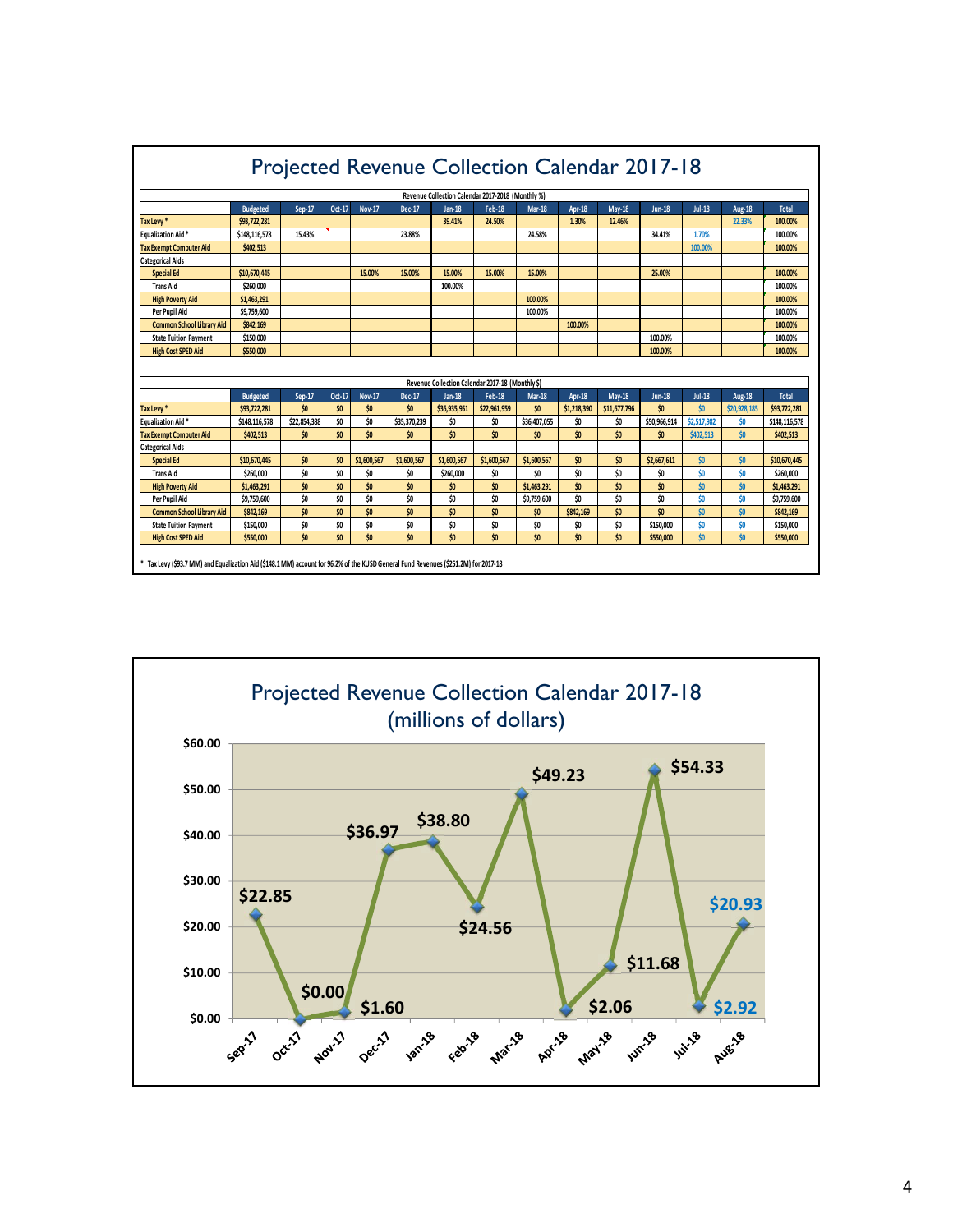# Projected Revenue Collection Calendar 2017-18

**Revenue Collection Calendar 2017-2018 (Monthly %)**

| | Budgeted | Sep-17 | Oct-17 | Nov-17 | Dec-17 | Jan-18 | Feb-18 | Mar-18 | Apr-18 | May-18 | Jun-18 | Jul-18 | Aug-18 | Total |
|---|---|---|---|---|---|---|---|---|---|---|---|---|---|---|
| Tax Levy * | $93,722,281 | | | | | 39.41% | 24.50% | | 1.30% | 12.46% | | | 22.33% | 100.00% |
| Equalization Aid * | $148,116,578 | 15.43% | | | 23.88% | | | 24.58% | | | 34.41% | 1.70% | | 100.00% |
| Tax Exempt Computer Aid | $402,513 | | | | | | | | | | | 100.00% | | 100.00% |
| Categorical Aids | | | | | | | | | | | | | | |
| Special Ed | $10,670,445 | | | 15.00% | 15.00% | 15.00% | 15.00% | 15.00% | | | 25.00% | | | 100.00% |
| Trans Aid | $260,000 | | | | | 100.00% | | | | | | | | 100.00% |
| High Poverty Aid | $1,463,291 | | | | | | | 100.00% | | | | | | 100.00% |
| Per Pupil Aid | $9,759,600 | | | | | | | 100.00% | | | | | | 100.00% |
| Common School Library Aid | $842,169 | | | | | | | | 100.00% | | | | | 100.00% |
| State Tuition Payment | $150,000 | | | | | | | | | | 100.00% | | | 100.00% |
| High Cost SPED Aid | $550,000 | | | | | | | | | | 100.00% | | | 100.00% |

**Revenue Collection Calendar 2017-18 (Monthly $)**

| | Budgeted | Sep-17 | Oct-17 | Nov-17 | Dec-17 | Jan-18 | Feb-18 | Mar-18 | Apr-18 | May-18 | Jun-18 | Jul-18 | Aug-18 | Total |
|---|---|---|---|---|---|---|---|---|---|---|---|---|---|---|
| Tax Levy * | $93,722,281 | $0 | $0 | $0 | $0 | $36,935,951 | $22,961,959 | $0 | $1,218,390 | $11,677,796 | $0 | $0 | $20,928,185 | $93,722,281 |
| Equalization Aid * | $148,116,578 | $22,854,388 | $0 | $0 | $35,370,239 | $0 | $0 | $36,407,055 | $0 | $0 | $50,966,914 | $2,517,982 | $0 | $148,116,578 |
| Tax Exempt Computer Aid | $402,513 | $0 | $0 | $0 | $0 | $0 | $0 | $0 | $0 | $0 | $0 | $402,513 | $0 | $402,513 |
| Categorical Aids | | | | | | | | | | | | | | |
| Special Ed | $10,670,445 | $0 | $0 | $1,600,567 | $1,600,567 | $1,600,567 | $1,600,567 | $1,600,567 | $0 | $0 | $2,667,611 | $0 | $0 | $10,670,445 |
| Trans Aid | $260,000 | $0 | $0 | $0 | $0 | $260,000 | $0 | $0 | $0 | $0 | $0 | $0 | $0 | $260,000 |
| High Poverty Aid | $1,463,291 | $0 | $0 | $0 | $0 | $0 | $0 | $1,463,291 | $0 | $0 | $0 | $0 | $0 | $1,463,291 |
| Per Pupil Aid | $9,759,600 | $0 | $0 | $0 | $0 | $0 | $0 | $9,759,600 | $0 | $0 | $0 | $0 | $0 | $9,759,600 |
| Common School Library Aid | $842,169 | $0 | $0 | $0 | $0 | $0 | $0 | $0 | $842,169 | $0 | $0 | $0 | $0 | $842,169 |
| State Tuition Payment | $150,000 | $0 | $0 | $0 | $0 | $0 | $0 | $0 | $0 | $0 | $150,000 | $0 | $0 | $150,000 |
| High Cost SPED Aid | $550,000 | $0 | $0 | $0 | $0 | $0 | $0 | $0 | $0 | $0 | $550,000 | $0 | $0 | $550,000 |

\* Tax Levy ($93.7 MM) and Equalization Aid ($148.1 MM) account for 96.2% of the KUSD General Fund Revenues ($251.2M) for 2017-18

# Projected Revenue Collection Calendar 2017-18 (millions of dollars)

| Sep-17 | Oct-17 | Nov-17 | Dec-17 | Jan-18 | Feb-18 | Mar-18 | Apr-18 | May-18 | Jun-18 | Jul-18 | Aug-18 |
|---|---|---|---|---|---|---|---|---|---|---|---|
| $22.85 | $0.00 | $1.60 | $36.97 | $38.80 | $24.56 | $49.23 | $2.06 | $11.68 | $54.33 | $2.92 | $20.93 |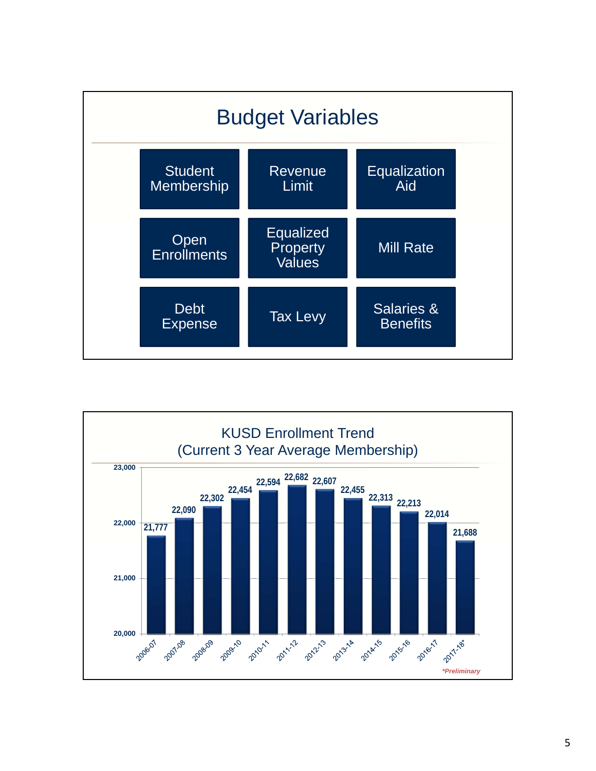# Budget Variables

- Student Membership
- Revenue Limit
- Equalization Aid
- Open Enrollments
- Equalized Property Values
- Mill Rate
- Debt Expense
- Tax Levy
- Salaries & Benefits

## KUSD Enrollment Trend (Current 3 Year Average Membership)

| Year | Membership |
|---|---|
| 2006-07 | 21,777 |
| 2007-08 | 22,090 |
| 2008-09 | 22,302 |
| 2009-10 | 22,454 |
| 2010-11 | 22,594 |
| 2011-12 | 22,682 |
| 2012-13 | 22,607 |
| 2013-14 | 22,455 |
| 2014-15 | 22,313 |
| 2015-16 | 22,213 |
| 2016-17 | 22,014 |
| 2017-18* | 21,688 |

**_*Preliminary_**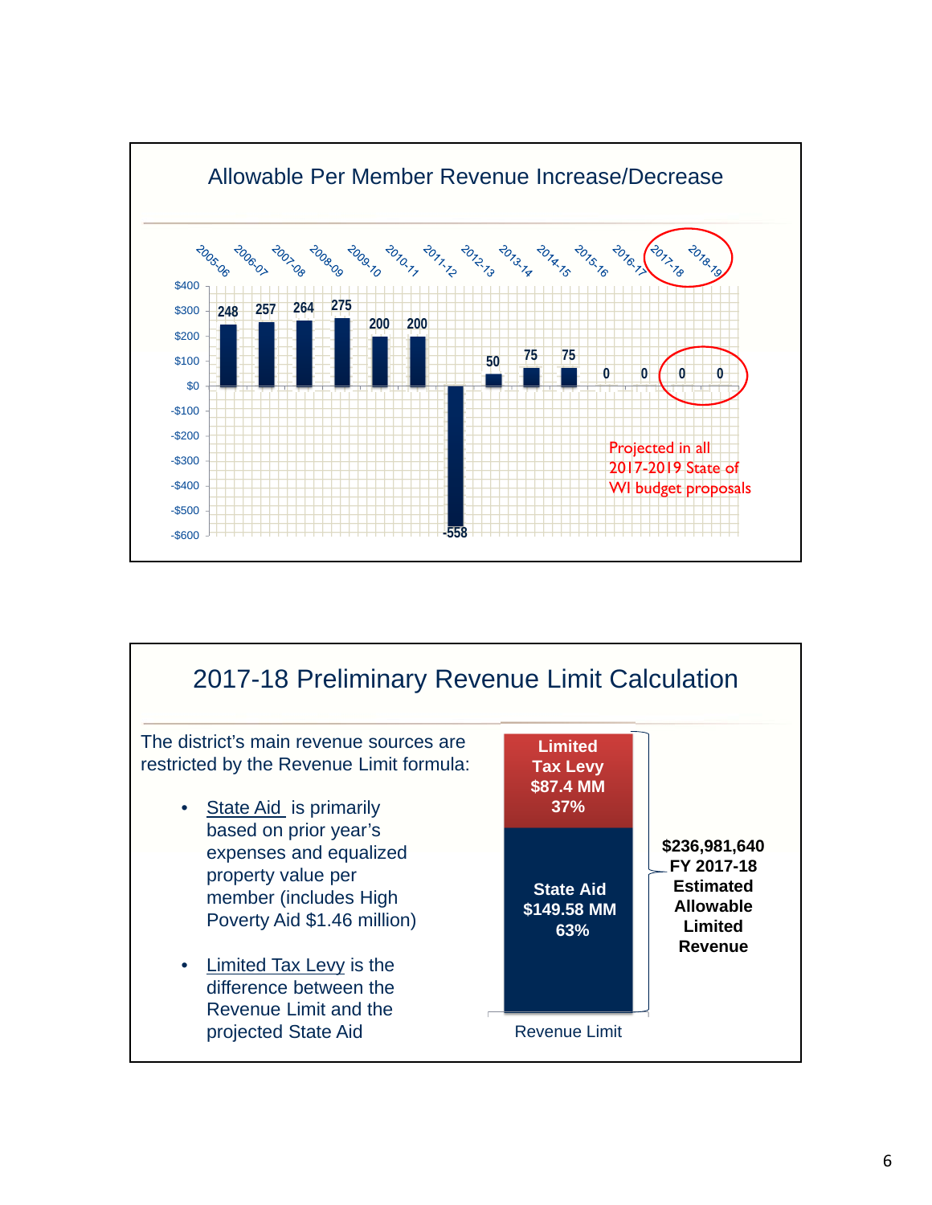## Allowable Per Member Revenue Increase/Decrease

| Year | Allowable Per Member Revenue Increase/Decrease |
|---|---|
| 2005-06 | 248 |
| 2006-07 | 257 |
| 2007-08 | 264 |
| 2008-09 | 275 |
| 2009-10 | 200 |
| 2010-11 | 200 |
| 2011-12 | -558 |
| 2012-13 | 50 |
| 2013-14 | 75 |
| 2014-15 | 75 |
| 2015-16 | 0 |
| 2016-17 | 0 |
| 2017-18 | 0 |
| 2018-19 | 0 |

Projected in all 2017-2019 State of WI budget proposals

## 2017-18 Preliminary Revenue Limit Calculation

The district's main revenue sources are restricted by the Revenue Limit formula:

- State Aid is primarily based on prior year's expenses and equalized property value per member (includes High Poverty Aid $1.46 million)
- Limited Tax Levy is the difference between the Revenue Limit and the projected State Aid

| Revenue Limit | Amount | Share |
|---|---|---|
| Limited Tax Levy | $87.4 MM | 37% |
| State Aid | $149.58 MM | 63% |

**$236,981,640 FY 2017-18 Estimated Allowable Limited Revenue**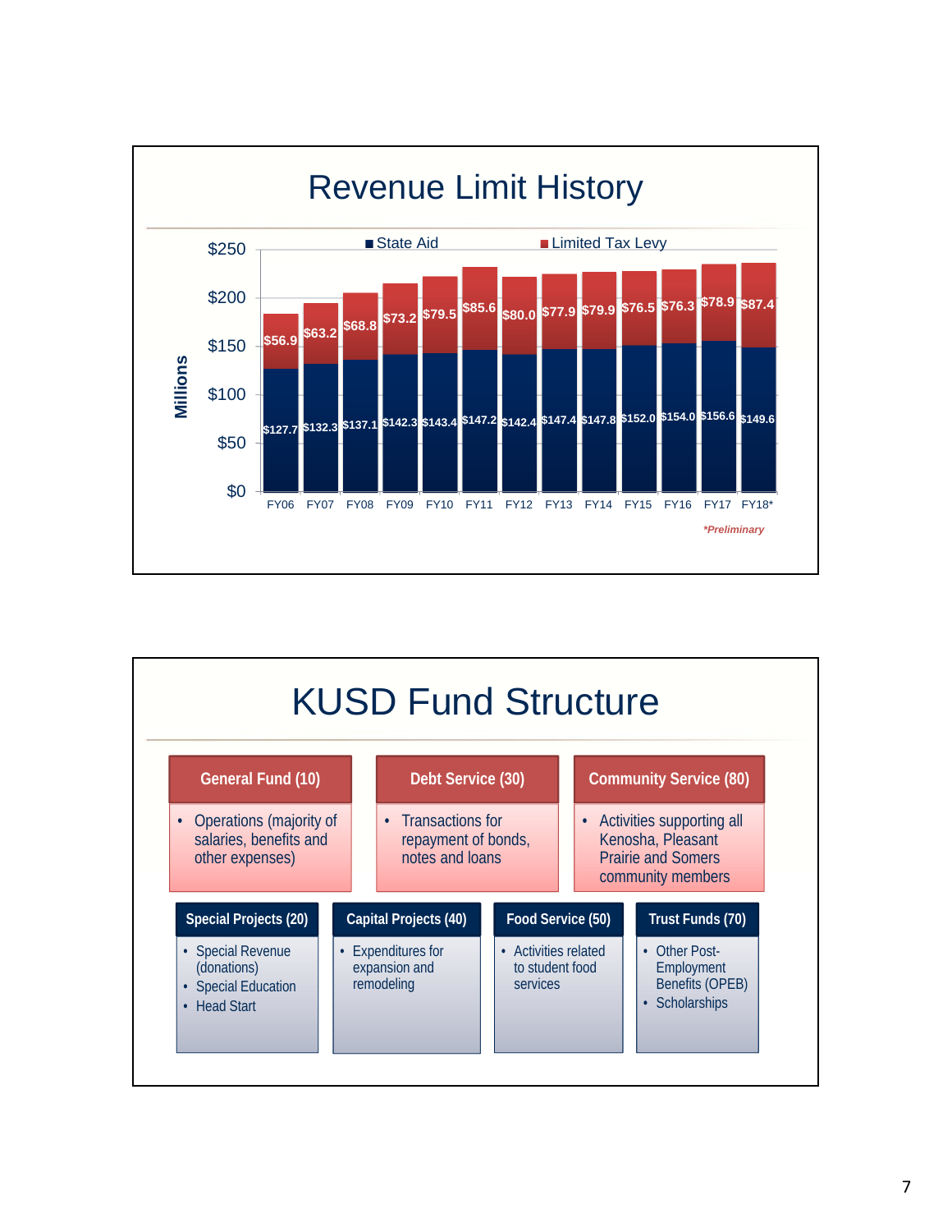## Revenue Limit History

Millions

| | FY06 | FY07 | FY08 | FY09 | FY10 | FY11 | FY12 | FY13 | FY14 | FY15 | FY16 | FY17 | FY18* |
|---|---|---|---|---|---|---|---|---|---|---|---|---|---|
| State Aid | $127.7 | $132.3 | $137.1 | $142.3 | $143.4 | $147.2 | $142.4 | $147.4 | $147.8 | $152.0 | $154.0 | $156.6 | $149.6 |
| Limited Tax Levy | $56.9 | $63.2 | $68.8 | $73.2 | $79.5 | $85.6 | $80.0 | $77.9 | $79.9 | $76.5 | $76.3 | $78.9 | $87.4 |

*\*Preliminary*

## KUSD Fund Structure

**General Fund (10)**
- Operations (majority of salaries, benefits and other expenses)

**Debt Service (30)**
- Transactions for repayment of bonds, notes and loans

**Community Service (80)**
- Activities supporting all Kenosha, Pleasant Prairie and Somers community members

**Special Projects (20)**
- Special Revenue (donations)
- Special Education
- Head Start

**Capital Projects (40)**
- Expenditures for expansion and remodeling

**Food Service (50)**
- Activities related to student food services

**Trust Funds (70)**
- Other Post-Employment Benefits (OPEB)
- Scholarships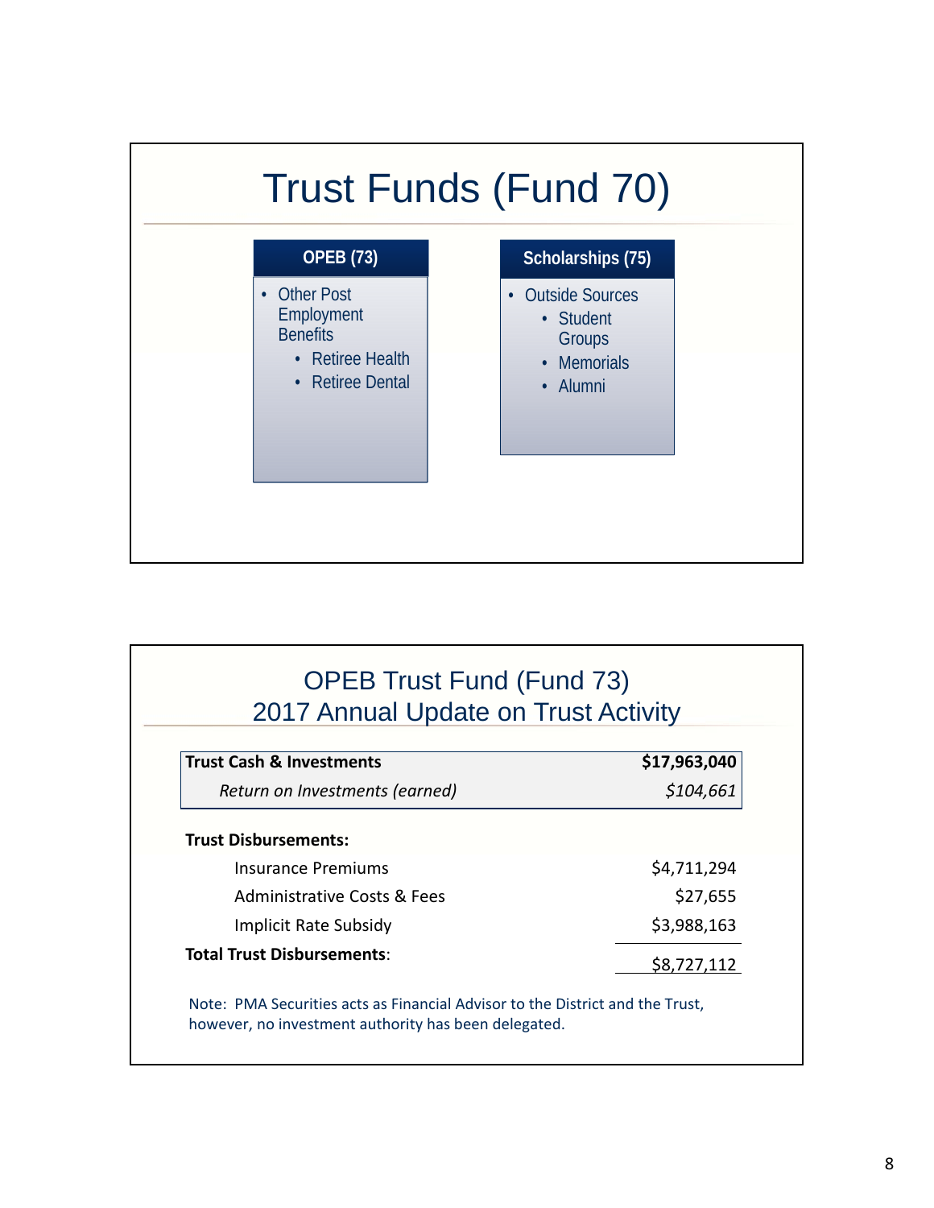# Trust Funds (Fund 70)

**OPEB (73)**

- Other Post Employment Benefits
  - Retiree Health
  - Retiree Dental

**Scholarships (75)**

- Outside Sources
  - Student Groups
  - Memorials
  - Alumni

## OPEB Trust Fund (Fund 73)
## 2017 Annual Update on Trust Activity

| | |
|---|---:|
| **Trust Cash & Investments** | **$17,963,040** |
| *Return on Investments (earned)* | *$104,661* |

| | |
|---|---:|
| **Trust Disbursements:** | |
| Insurance Premiums | $4,711,294 |
| Administrative Costs & Fees | $27,655 |
| Implicit Rate Subsidy | $3,988,163 |
| **Total Trust Disbursements**: | $8,727,112 |

Note: PMA Securities acts as Financial Advisor to the District and the Trust, however, no investment authority has been delegated.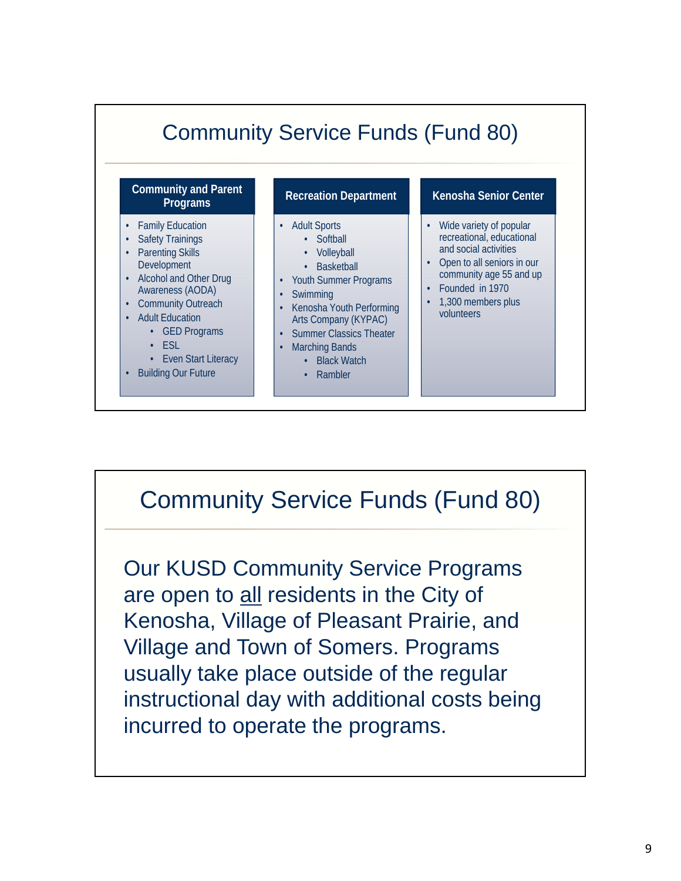## Community Service Funds (Fund 80)

### Community and Parent Programs

- Family Education
- Safety Trainings
- Parenting Skills Development
- Alcohol and Other Drug Awareness (AODA)
- Community Outreach
- Adult Education
  - GED Programs
  - ESL
  - Even Start Literacy
- Building Our Future

### Recreation Department

- Adult Sports
  - Softball
  - Volleyball
  - Basketball
- Youth Summer Programs
- Swimming
- Kenosha Youth Performing Arts Company (KYPAC)
- Summer Classics Theater
- Marching Bands
  - Black Watch
  - Rambler

### Kenosha Senior Center

- Wide variety of popular recreational, educational and social activities
- Open to all seniors in our community age 55 and up
- Founded in 1970
- 1,300 members plus volunteers

## Community Service Funds (Fund 80)

Our KUSD Community Service Programs are open to all residents in the City of Kenosha, Village of Pleasant Prairie, and Village and Town of Somers. Programs usually take place outside of the regular instructional day with additional costs being incurred to operate the programs.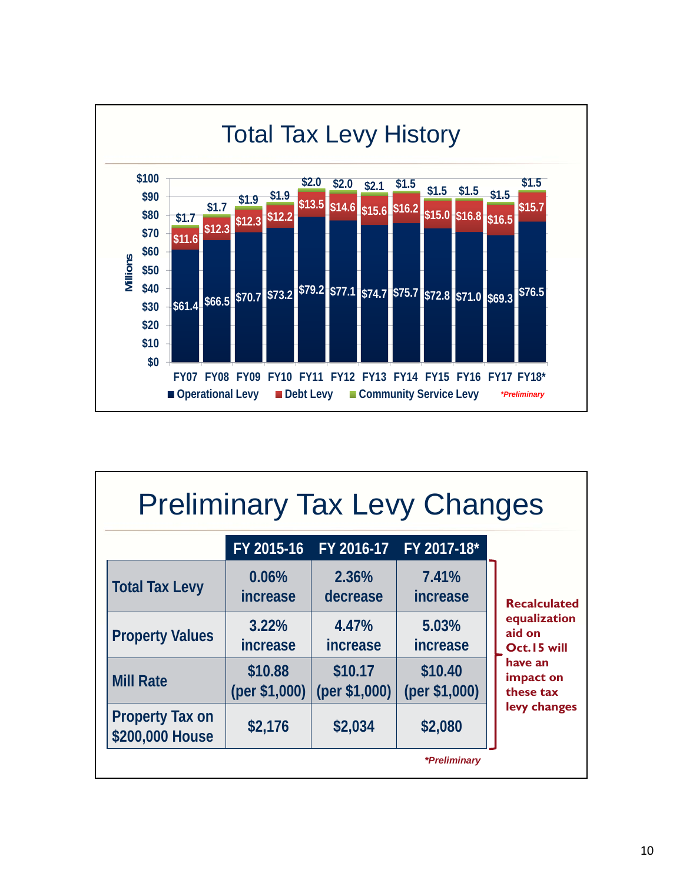# Total Tax Levy History

| Fiscal Year | Operational Levy | Debt Levy | Community Service Levy |
|---|---|---|---|
| FY07 | $61.4 | $11.6 | $1.7 |
| FY08 | $66.5 | $12.3 | $1.7 |
| FY09 | $70.7 | $12.3 | $1.9 |
| FY10 | $73.2 | $12.2 | $1.9 |
| FY11 | $79.2 | $13.5 | $2.0 |
| FY12 | $77.1 | $14.6 | $2.0 |
| FY13 | $74.7 | $15.6 | $2.1 |
| FY14 | $75.7 | $16.2 | $1.5 |
| FY15 | $72.8 | $15.0 | $1.5 |
| FY16 | $71.0 | $16.8 | $1.5 |
| FY17 | $69.3 | $16.5 | $1.5 |
| FY18* | $76.5 | $15.7 | $1.5 |

Millions

*Preliminary*

# Preliminary Tax Levy Changes

| | FY 2015-16 | FY 2016-17 | FY 2017-18* |
|---|---|---|---|
| Total Tax Levy | 0.06% increase | 2.36% decrease | 7.41% increase |
| Property Values | 3.22% increase | 4.47% increase | 5.03% increase |
| Mill Rate | $10.88 (per $1,000) | $10.17 (per $1,000) | $10.40 (per $1,000) |
| Property Tax on $200,000 House | $2,176 | $2,034 | $2,080 |

**Recalculated equalization aid on Oct.15 will have an impact on these tax levy changes**

*Preliminary*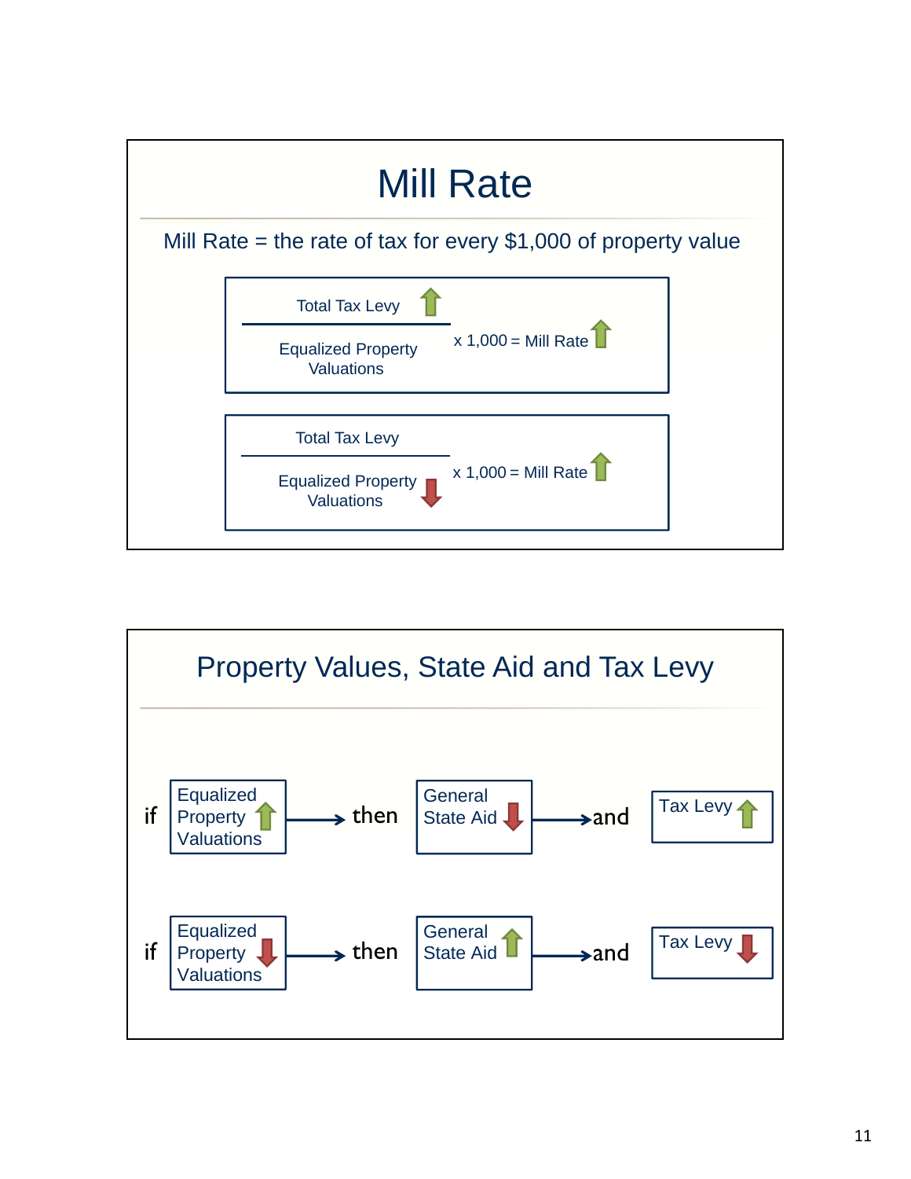# Mill Rate

Mill Rate = the rate of tax for every $1,000 of property value

$$\frac{\text{Total Tax Levy} \uparrow}{\text{Equalized Property Valuations}} \times 1{,}000 = \text{Mill Rate} \uparrow$$

$$\frac{\text{Total Tax Levy}}{\text{Equalized Property Valuations} \downarrow} \times 1{,}000 = \text{Mill Rate} \uparrow$$

# Property Values, State Aid and Tax Levy

if Equalized Property Valuations ↑ → then General State Aid ↓ → and Tax Levy ↑

if Equalized Property Valuations ↓ → then General State Aid ↑ → and Tax Levy ↓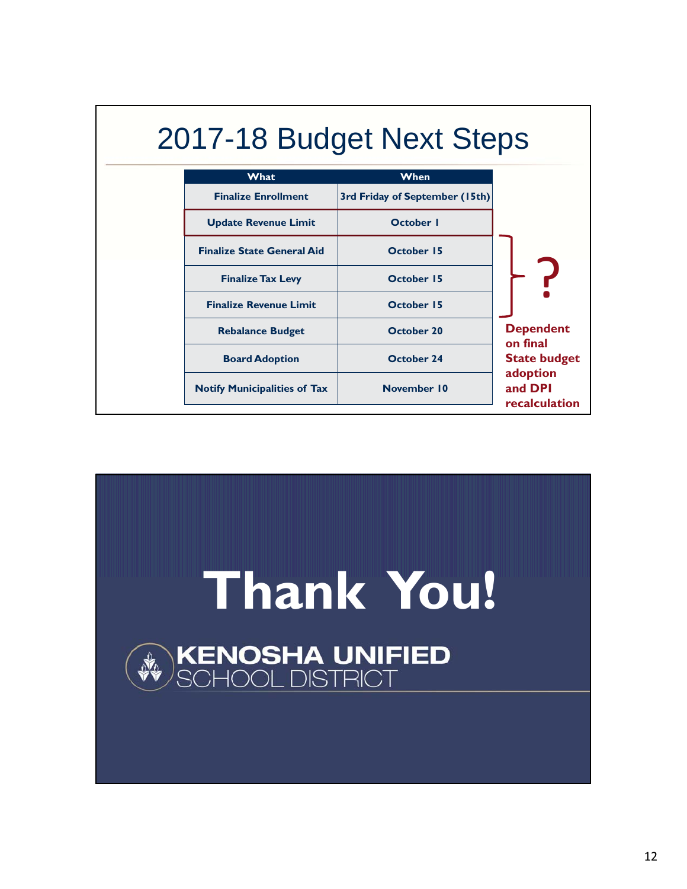# 2017-18 Budget Next Steps

| What | When |
|---|---|
| Finalize Enrollment | 3rd Friday of September (15th) |
| Update Revenue Limit | October 1 |
| Finalize State General Aid | October 15 |
| Finalize Tax Levy | October 15 |
| Finalize Revenue Limit | October 15 |
| Rebalance Budget | October 20 |
| Board Adoption | October 24 |
| Notify Municipalities of Tax | November 10 |

?

Dependent on final State budget adoption and DPI recalculation

# Thank You!

KENOSHA UNIFIED SCHOOL DISTRICT